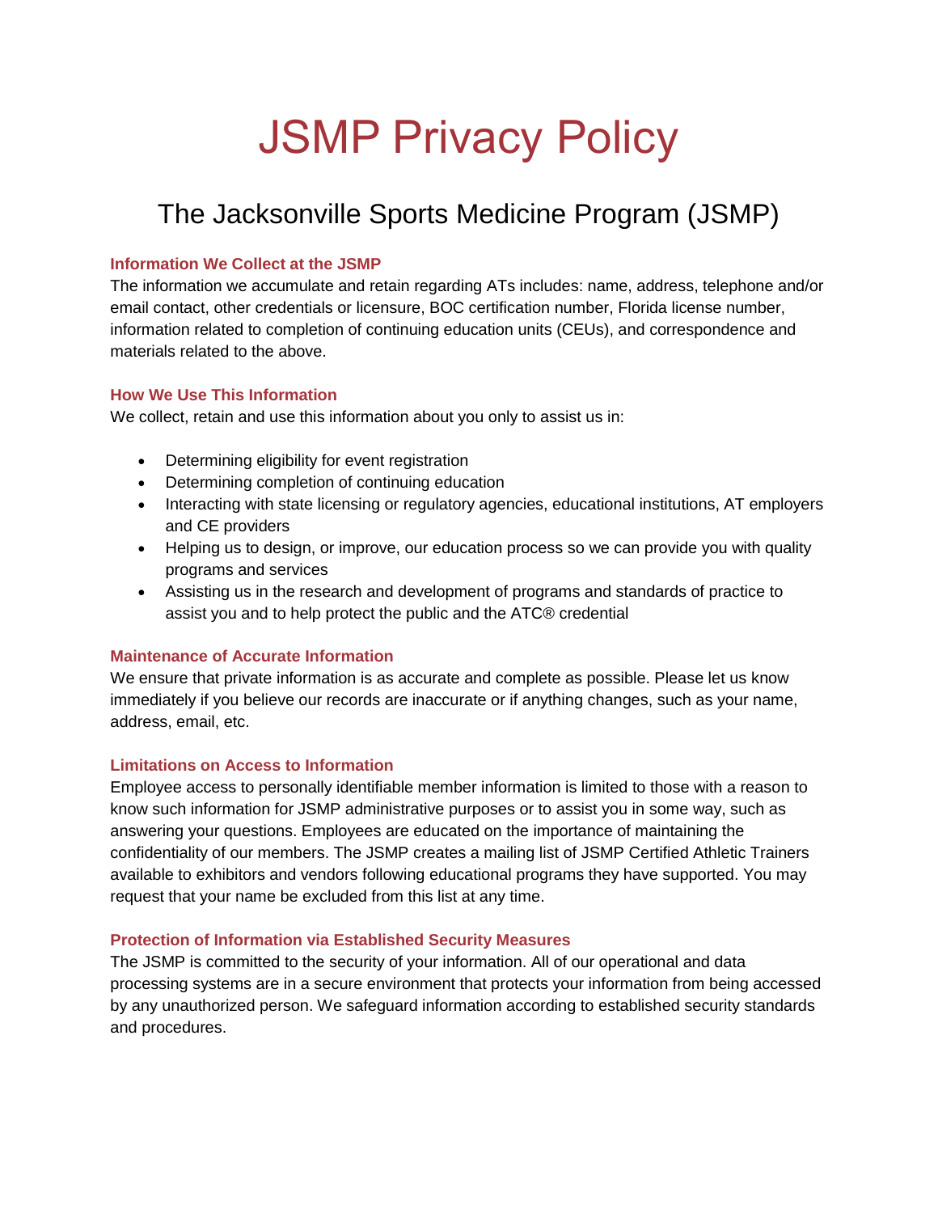# JSMP Privacy Policy

## The Jacksonville Sports Medicine Program (JSMP)

### Information We Collect at the JSMP

The information we accumulate and retain regarding ATs includes: name, address, telephone and/or email contact, other credentials or licensure, BOC certification number, Florida license number, information related to completion of continuing education units (CEUs), and correspondence and materials related to the above.

### How We Use This Information

We collect, retain and use this information about you only to assist us in:

- Determining eligibility for event registration
- Determining completion of continuing education
- Interacting with state licensing or regulatory agencies, educational institutions, AT employers and CE providers
- Helping us to design, or improve, our education process so we can provide you with quality programs and services
- Assisting us in the research and development of programs and standards of practice to assist you and to help protect the public and the ATC® credential

### Maintenance of Accurate Information

We ensure that private information is as accurate and complete as possible. Please let us know immediately if you believe our records are inaccurate or if anything changes, such as your name, address, email, etc.

### Limitations on Access to Information

Employee access to personally identifiable member information is limited to those with a reason to know such information for JSMP administrative purposes or to assist you in some way, such as answering your questions. Employees are educated on the importance of maintaining the confidentiality of our members. The JSMP creates a mailing list of JSMP Certified Athletic Trainers available to exhibitors and vendors following educational programs they have supported. You may request that your name be excluded from this list at any time.

### Protection of Information via Established Security Measures

The JSMP is committed to the security of your information. All of our operational and data processing systems are in a secure environment that protects your information from being accessed by any unauthorized person. We safeguard information according to established security standards and procedures.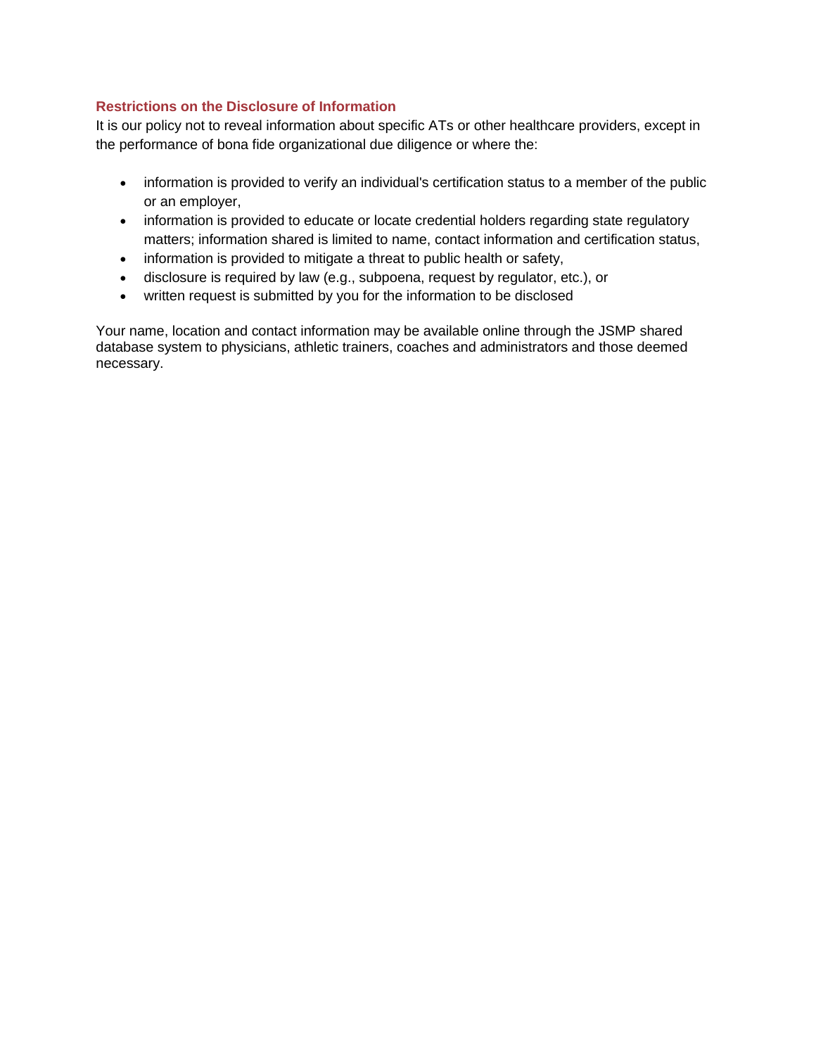### Restrictions on the Disclosure of Information

It is our policy not to reveal information about specific ATs or other healthcare providers, except in the performance of bona fide organizational due diligence or where the:

- information is provided to verify an individual's certification status to a member of the public or an employer,
- information is provided to educate or locate credential holders regarding state regulatory matters; information shared is limited to name, contact information and certification status,
- information is provided to mitigate a threat to public health or safety,
- disclosure is required by law (e.g., subpoena, request by regulator, etc.), or
- written request is submitted by you for the information to be disclosed

Your name, location and contact information may be available online through the JSMP shared database system to physicians, athletic trainers, coaches and administrators and those deemed necessary.